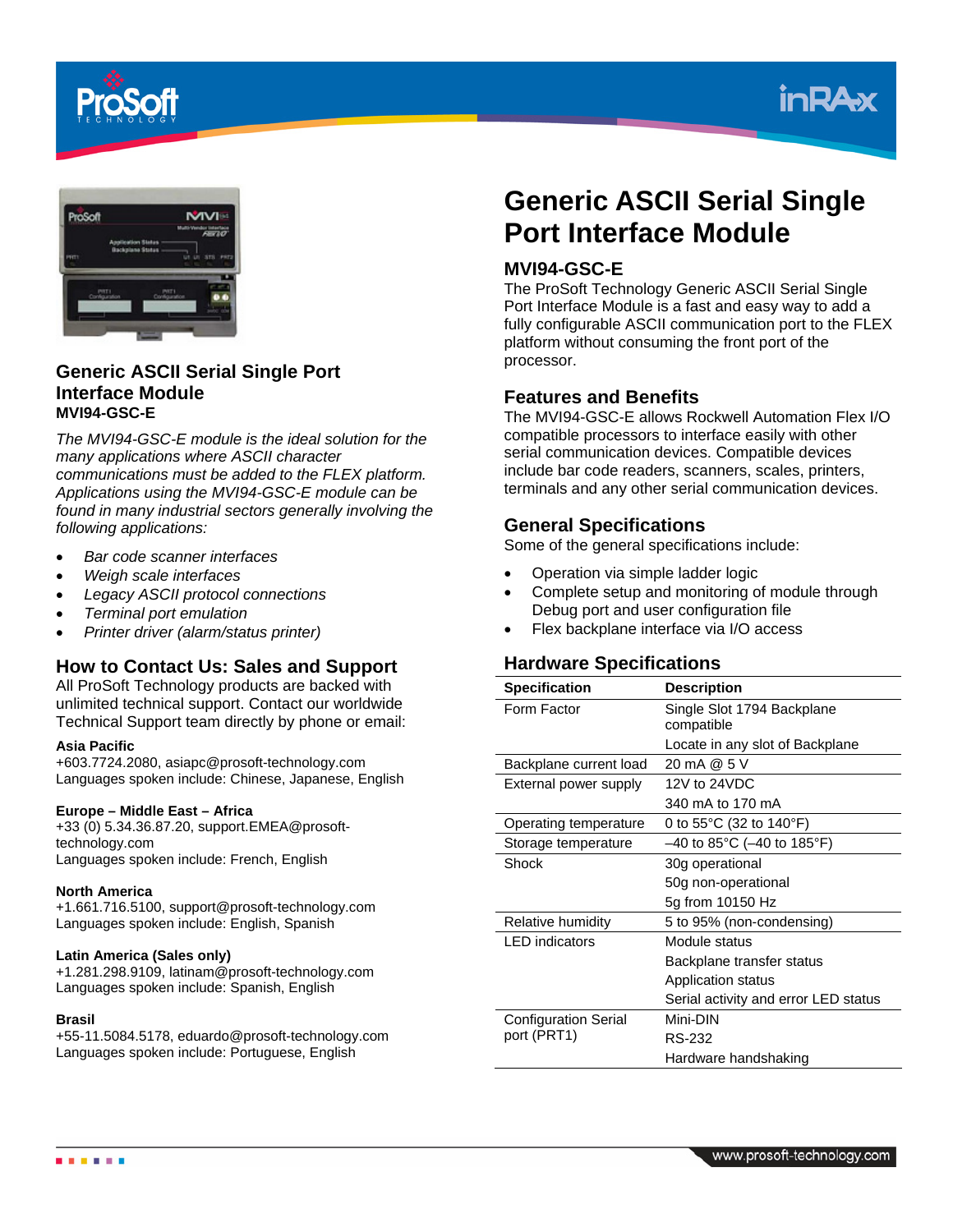# Generic ASCII Serial Single Port Interface Module

## MVI94-GSC-E

The ProSoft Technology Generic ASCII Serial Single Port Interface Module is a fast and easy way to add a fully configurable ASCII communication port to the FLEX platform without consuming the front port of the processor.

### Generic ASCII Serial Single Port Interface Module

**MVI94-GSC-E**

*The MVI94-GSC-E module is the ideal solution for the many applications where ASCII character communications must be added to the FLEX platform. Applications using the MVI94-GSC-E module can be found in many industrial sectors generally involving the following applications:*

- *Bar code scanner interfaces*
- *Weigh scale interfaces*
- *Legacy ASCII protocol connections*
- *Terminal port emulation*
- *Printer driver (alarm/status printer)*

## How to Contact Us: Sales and Support

All ProSoft Technology products are backed with unlimited technical support. Contact our worldwide Technical Support team directly by phone or email:

**Asia Pacific**
+603.7724.2080, asiapc@prosoft-technology.com
Languages spoken include: Chinese, Japanese, English

**Europe – Middle East – Africa**
+33 (0) 5.34.36.87.20, support.EMEA@prosoft-technology.com
Languages spoken include: French, English

**North America**
+1.661.716.5100, support@prosoft-technology.com
Languages spoken include: English, Spanish

**Latin America (Sales only)**
+1.281.298.9109, latinam@prosoft-technology.com
Languages spoken include: Spanish, English

**Brasil**
+55-11.5084.5178, eduardo@prosoft-technology.com
Languages spoken include: Portuguese, English

## Features and Benefits

The MVI94-GSC-E allows Rockwell Automation Flex I/O compatible processors to interface easily with other serial communication devices. Compatible devices include bar code readers, scanners, scales, printers, terminals and any other serial communication devices.

## General Specifications

Some of the general specifications include:

- Operation via simple ladder logic
- Complete setup and monitoring of module through Debug port and user configuration file
- Flex backplane interface via I/O access

## Hardware Specifications

| Specification | Description |
|---|---|
| Form Factor | Single Slot 1794 Backplane compatible<br>Locate in any slot of Backplane |
| Backplane current load | 20 mA @ 5 V |
| External power supply | 12V to 24VDC<br>340 mA to 170 mA |
| Operating temperature | 0 to 55°C (32 to 140°F) |
| Storage temperature | –40 to 85°C (–40 to 185°F) |
| Shock | 30g operational<br>50g non-operational<br>5g from 10150 Hz |
| Relative humidity | 5 to 95% (non-condensing) |
| LED indicators | Module status<br>Backplane transfer status<br>Application status<br>Serial activity and error LED status |
| Configuration Serial port (PRT1) | Mini-DIN<br>RS-232<br>Hardware handshaking |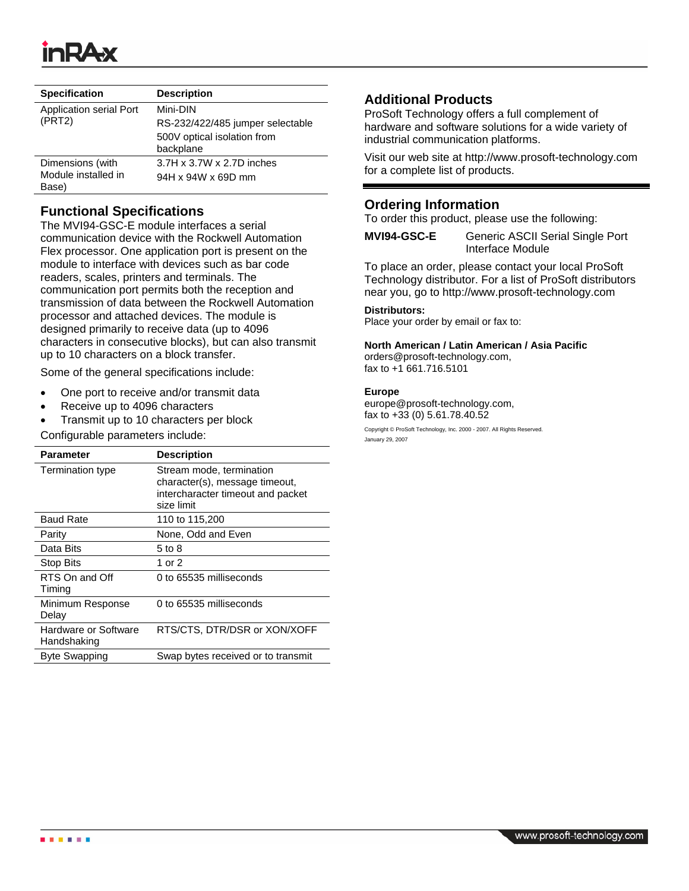| Specification | Description |
|---|---|
| Application serial Port (PRT2) | Mini-DIN<br>RS-232/422/485 jumper selectable<br>500V optical isolation from backplane |
| Dimensions (with Module installed in Base) | 3.7H x 3.7W x 2.7D inches<br>94H x 94W x 69D mm |

## Functional Specifications

The MVI94-GSC-E module interfaces a serial communication device with the Rockwell Automation Flex processor. One application port is present on the module to interface with devices such as bar code readers, scales, printers and terminals. The communication port permits both the reception and transmission of data between the Rockwell Automation processor and attached devices. The module is designed primarily to receive data (up to 4096 characters in consecutive blocks), but can also transmit up to 10 characters on a block transfer.

Some of the general specifications include:

- One port to receive and/or transmit data
- Receive up to 4096 characters
- Transmit up to 10 characters per block

Configurable parameters include:

| Parameter | Description |
|---|---|
| Termination type | Stream mode, termination character(s), message timeout, intercharacter timeout and packet size limit |
| Baud Rate | 110 to 115,200 |
| Parity | None, Odd and Even |
| Data Bits | 5 to 8 |
| Stop Bits | 1 or 2 |
| RTS On and Off Timing | 0 to 65535 milliseconds |
| Minimum Response Delay | 0 to 65535 milliseconds |
| Hardware or Software Handshaking | RTS/CTS, DTR/DSR or XON/XOFF |
| Byte Swapping | Swap bytes received or to transmit |

## Additional Products

ProSoft Technology offers a full complement of hardware and software solutions for a wide variety of industrial communication platforms.

Visit our web site at http://www.prosoft-technology.com for a complete list of products.

## Ordering Information

To order this product, please use the following:

**MVI94-GSC-E** Generic ASCII Serial Single Port Interface Module

To place an order, please contact your local ProSoft Technology distributor. For a list of ProSoft distributors near you, go to http://www.prosoft-technology.com

**Distributors:**

Place your order by email or fax to:

**North American / Latin American / Asia Pacific**

orders@prosoft-technology.com,
fax to +1 661.716.5101

**Europe**

europe@prosoft-technology.com,
fax to +33 (0) 5.61.78.40.52

Copyright © ProSoft Technology, Inc. 2000 - 2007. All Rights Reserved.
January 29, 2007